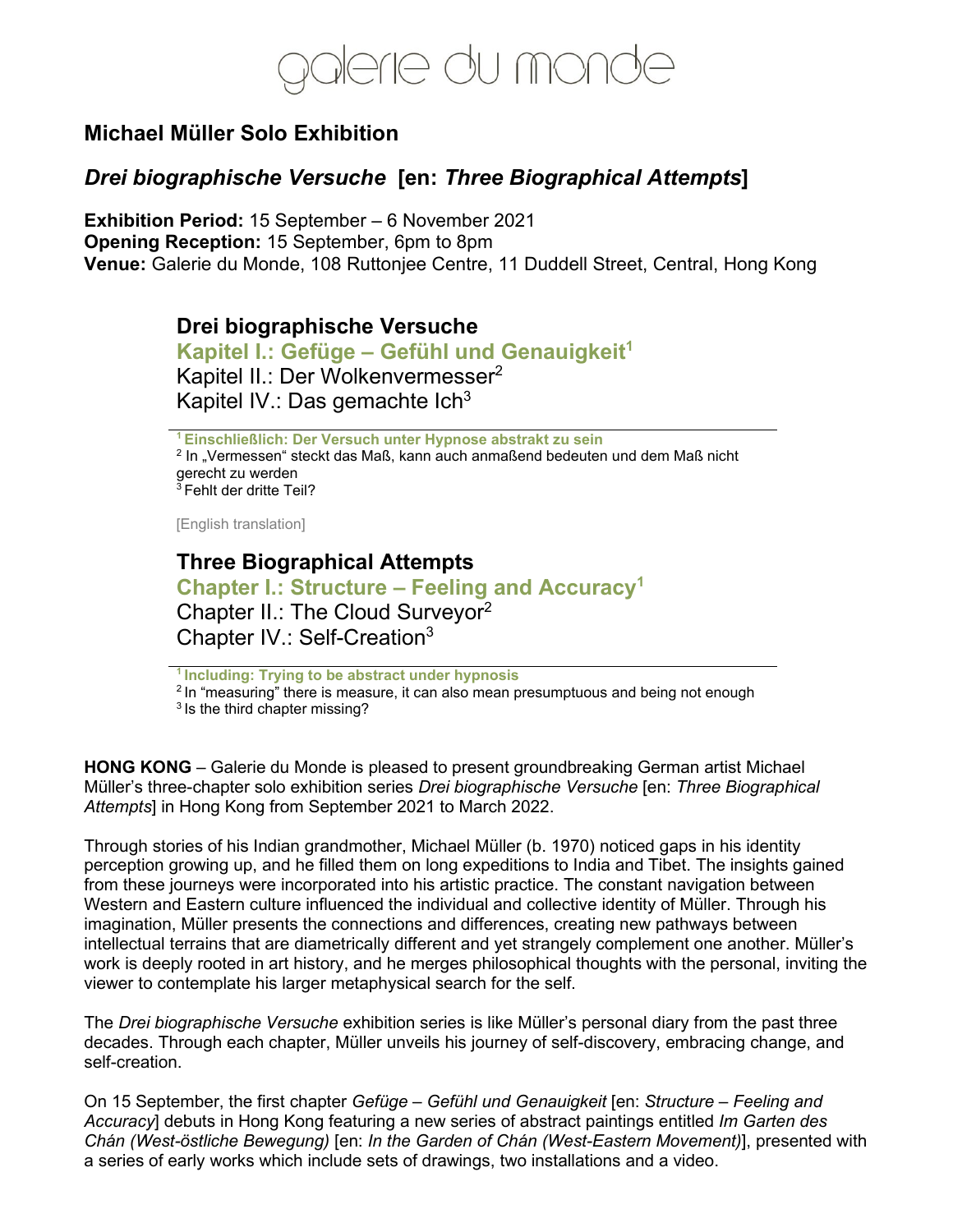galerie du monde

## Michael Müller Solo Exhibition

## *Drei biographische Versuche* [en: *Three Biographical Attempts*]

**Exhibition Period:** 15 September – 6 November 2021
**Opening Reception:** 15 September, 6pm to 8pm
**Venue:** Galerie du Monde, 108 Ruttonjee Centre, 11 Duddell Street, Central, Hong Kong

### Drei biographische Versuche

**Kapitel I.: Gefüge – Gefühl und Genauigkeit[1]**
Kapitel II.: Der Wolkenvermesser[2]
Kapitel IV.: Das gemachte Ich[3]

**[1] Einschließlich: Der Versuch unter Hypnose abstrakt zu sein**
[2] In „Vermessen" steckt das Maß, kann auch anmaßend bedeuten und dem Maß nicht gerecht zu werden
[3] Fehlt der dritte Teil?

[English translation]

### Three Biographical Attempts

**Chapter I.: Structure – Feeling and Accuracy[1]**
Chapter II.: The Cloud Surveyor[2]
Chapter IV.: Self-Creation[3]

**[1] Including: Trying to be abstract under hypnosis**
[2] In "measuring" there is measure, it can also mean presumptuous and being not enough
[3] Is the third chapter missing?

**HONG KONG** – Galerie du Monde is pleased to present groundbreaking German artist Michael Müller's three-chapter solo exhibition series *Drei biographische Versuche* [en: *Three Biographical Attempts*] in Hong Kong from September 2021 to March 2022.

Through stories of his Indian grandmother, Michael Müller (b. 1970) noticed gaps in his identity perception growing up, and he filled them on long expeditions to India and Tibet. The insights gained from these journeys were incorporated into his artistic practice. The constant navigation between Western and Eastern culture influenced the individual and collective identity of Müller. Through his imagination, Müller presents the connections and differences, creating new pathways between intellectual terrains that are diametrically different and yet strangely complement one another. Müller's work is deeply rooted in art history, and he merges philosophical thoughts with the personal, inviting the viewer to contemplate his larger metaphysical search for the self.

The *Drei biographische Versuche* exhibition series is like Müller's personal diary from the past three decades. Through each chapter, Müller unveils his journey of self-discovery, embracing change, and self-creation.

On 15 September, the first chapter *Gefüge – Gefühl und Genauigkeit* [en: *Structure – Feeling and Accuracy*] debuts in Hong Kong featuring a new series of abstract paintings entitled *Im Garten des Chán (West-östliche Bewegung)* [en: *In the Garden of Chán (West-Eastern Movement)*], presented with a series of early works which include sets of drawings, two installations and a video.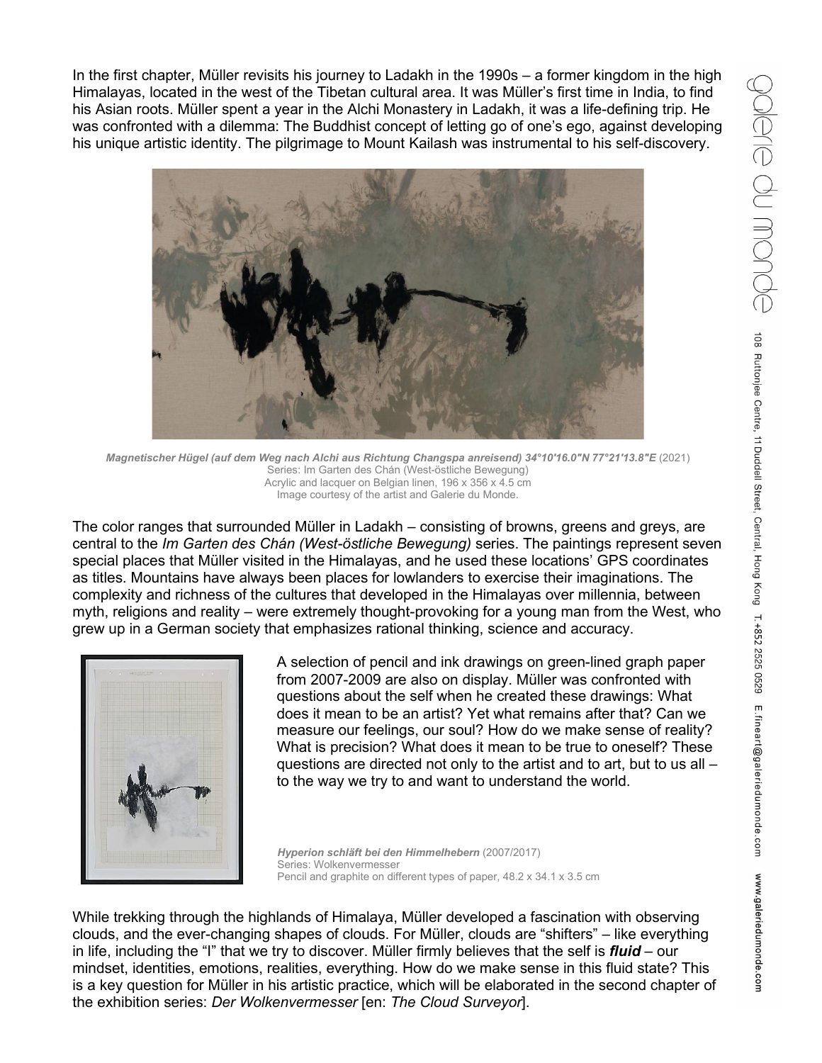In the first chapter, Müller revisits his journey to Ladakh in the 1990s – a former kingdom in the high Himalayas, located in the west of the Tibetan cultural area. It was Müller's first time in India, to find his Asian roots. Müller spent a year in the Alchi Monastery in Ladakh, it was a life-defining trip. He was confronted with a dilemma: The Buddhist concept of letting go of one's ego, against developing his unique artistic identity. The pilgrimage to Mount Kailash was instrumental to his self-discovery.

***Magnetischer Hügel (auf dem Weg nach Alchi aus Richtung Changspa anreisend) 34°10'16.0"N 77°21'13.8"E*** (2021)
Series: Im Garten des Chán (West-östliche Bewegung)
Acrylic and lacquer on Belgian linen, 196 x 356 x 4.5 cm
Image courtesy of the artist and Galerie du Monde.

The color ranges that surrounded Müller in Ladakh – consisting of browns, greens and greys, are central to the *Im Garten des Chán (West-östliche Bewegung)* series. The paintings represent seven special places that Müller visited in the Himalayas, and he used these locations' GPS coordinates as titles. Mountains have always been places for lowlanders to exercise their imaginations. The complexity and richness of the cultures that developed in the Himalayas over millennia, between myth, religions and reality – were extremely thought-provoking for a young man from the West, who grew up in a German society that emphasizes rational thinking, science and accuracy.

A selection of pencil and ink drawings on green-lined graph paper from 2007-2009 are also on display. Müller was confronted with questions about the self when he created these drawings: What does it mean to be an artist? Yet what remains after that? Can we measure our feelings, our soul? How do we make sense of reality? What is precision? What does it mean to be true to oneself? These questions are directed not only to the artist and to art, but to us all – to the way we try to and want to understand the world.

***Hyperion schläft bei den Himmelhebern*** (2007/2017)
Series: Wolkenvermesser
Pencil and graphite on different types of paper, 48.2 x 34.1 x 3.5 cm

While trekking through the highlands of Himalaya, Müller developed a fascination with observing clouds, and the ever-changing shapes of clouds. For Müller, clouds are "shifters" – like everything in life, including the "I" that we try to discover. Müller firmly believes that the self is ***fluid*** – our mindset, identities, emotions, realities, everything. How do we make sense in this fluid state? This is a key question for Müller in his artistic practice, which will be elaborated in the second chapter of the exhibition series: *Der Wolkenvermesser* [en: *The Cloud Surveyor*].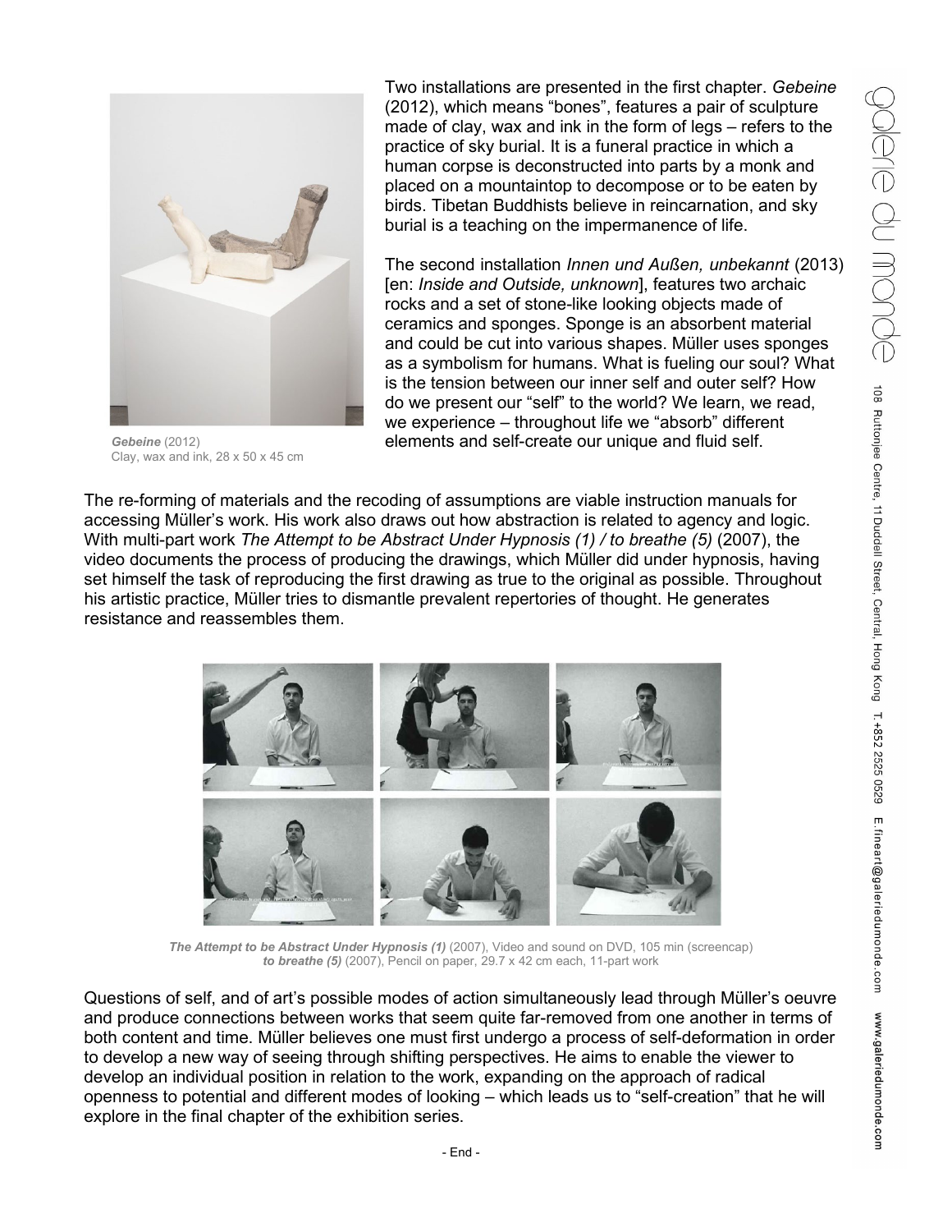*Gebeine* (2012)
Clay, wax and ink, 28 x 50 x 45 cm

Two installations are presented in the first chapter. *Gebeine* (2012), which means "bones", features a pair of sculpture made of clay, wax and ink in the form of legs – refers to the practice of sky burial. It is a funeral practice in which a human corpse is deconstructed into parts by a monk and placed on a mountaintop to decompose or to be eaten by birds. Tibetan Buddhists believe in reincarnation, and sky burial is a teaching on the impermanence of life.

The second installation *Innen und Außen, unbekannt* (2013) [en: *Inside and Outside, unknown*], features two archaic rocks and a set of stone-like looking objects made of ceramics and sponges. Sponge is an absorbent material and could be cut into various shapes. Müller uses sponges as a symbolism for humans. What is fueling our soul? What is the tension between our inner self and outer self? How do we present our "self" to the world? We learn, we read, we experience – throughout life we "absorb" different elements and self-create our unique and fluid self.

The re-forming of materials and the recoding of assumptions are viable instruction manuals for accessing Müller's work. His work also draws out how abstraction is related to agency and logic. With multi-part work *The Attempt to be Abstract Under Hypnosis (1) / to breathe (5)* (2007), the video documents the process of producing the drawings, which Müller did under hypnosis, having set himself the task of reproducing the first drawing as true to the original as possible. Throughout his artistic practice, Müller tries to dismantle prevalent repertories of thought. He generates resistance and reassembles them.

***The Attempt to be Abstract Under Hypnosis (1)*** (2007), Video and sound on DVD, 105 min (screencap)
***to breathe (5)*** (2007), Pencil on paper, 29.7 x 42 cm each, 11-part work

Questions of self, and of art's possible modes of action simultaneously lead through Müller's oeuvre and produce connections between works that seem quite far-removed from one another in terms of both content and time. Müller believes one must first undergo a process of self-deformation in order to develop a new way of seeing through shifting perspectives. He aims to enable the viewer to develop an individual position in relation to the work, expanding on the approach of radical openness to potential and different modes of looking – which leads us to "self-creation" that he will explore in the final chapter of the exhibition series.

- End -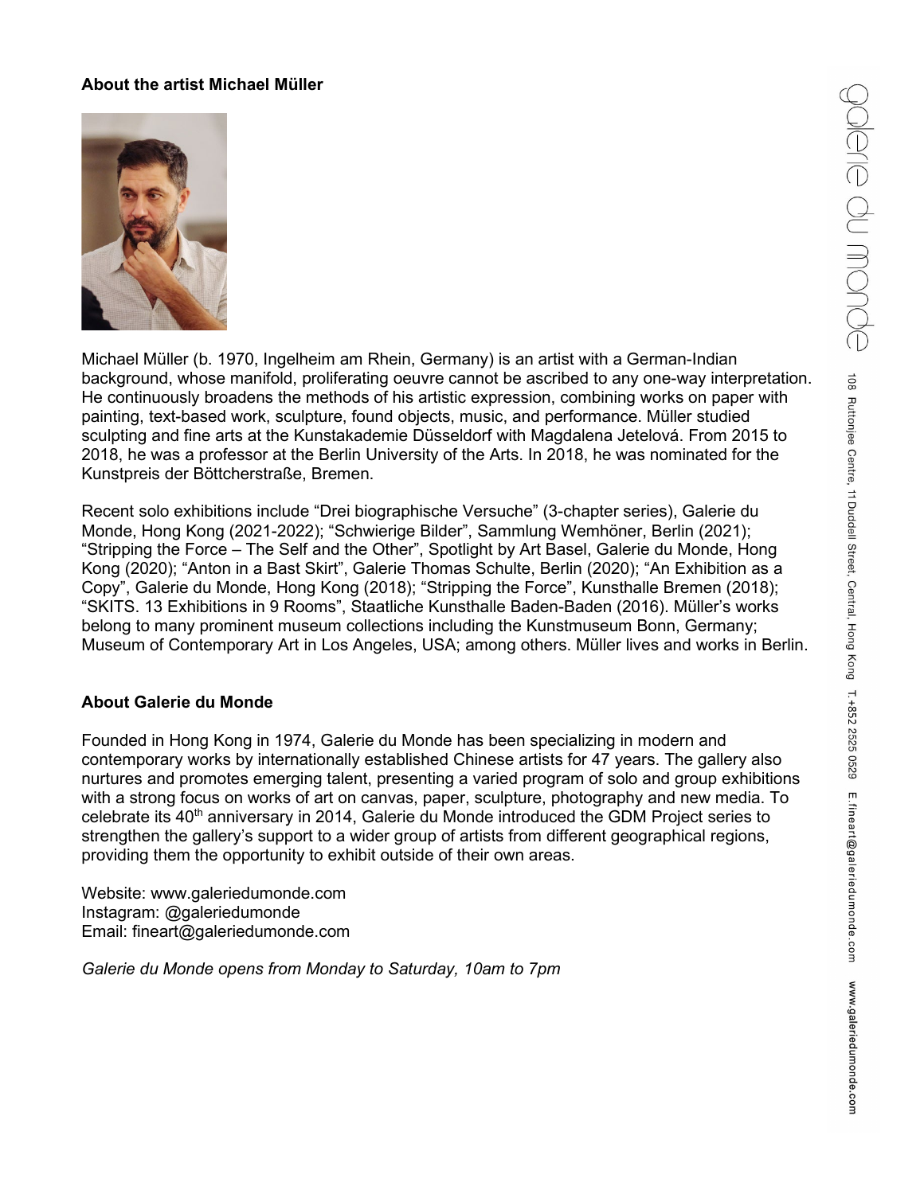**About the artist Michael Müller**

Michael Müller (b. 1970, Ingelheim am Rhein, Germany) is an artist with a German-Indian background, whose manifold, proliferating oeuvre cannot be ascribed to any one-way interpretation. He continuously broadens the methods of his artistic expression, combining works on paper with painting, text-based work, sculpture, found objects, music, and performance. Müller studied sculpting and fine arts at the Kunstakademie Düsseldorf with Magdalena Jetelová. From 2015 to 2018, he was a professor at the Berlin University of the Arts. In 2018, he was nominated for the Kunstpreis der Böttcherstraße, Bremen.

Recent solo exhibitions include "Drei biographische Versuche" (3-chapter series), Galerie du Monde, Hong Kong (2021-2022); "Schwierige Bilder", Sammlung Wemhöner, Berlin (2021); "Stripping the Force – The Self and the Other", Spotlight by Art Basel, Galerie du Monde, Hong Kong (2020); "Anton in a Bast Skirt", Galerie Thomas Schulte, Berlin (2020); "An Exhibition as a Copy", Galerie du Monde, Hong Kong (2018); "Stripping the Force", Kunsthalle Bremen (2018); "SKITS. 13 Exhibitions in 9 Rooms", Staatliche Kunsthalle Baden-Baden (2016). Müller's works belong to many prominent museum collections including the Kunstmuseum Bonn, Germany; Museum of Contemporary Art in Los Angeles, USA; among others. Müller lives and works in Berlin.

**About Galerie du Monde**

Founded in Hong Kong in 1974, Galerie du Monde has been specializing in modern and contemporary works by internationally established Chinese artists for 47 years. The gallery also nurtures and promotes emerging talent, presenting a varied program of solo and group exhibitions with a strong focus on works of art on canvas, paper, sculpture, photography and new media. To celebrate its 40th anniversary in 2014, Galerie du Monde introduced the GDM Project series to strengthen the gallery's support to a wider group of artists from different geographical regions, providing them the opportunity to exhibit outside of their own areas.

Website: www.galeriedumonde.com
Instagram: @galeriedumonde
Email: fineart@galeriedumonde.com

*Galerie du Monde opens from Monday to Saturday, 10am to 7pm*